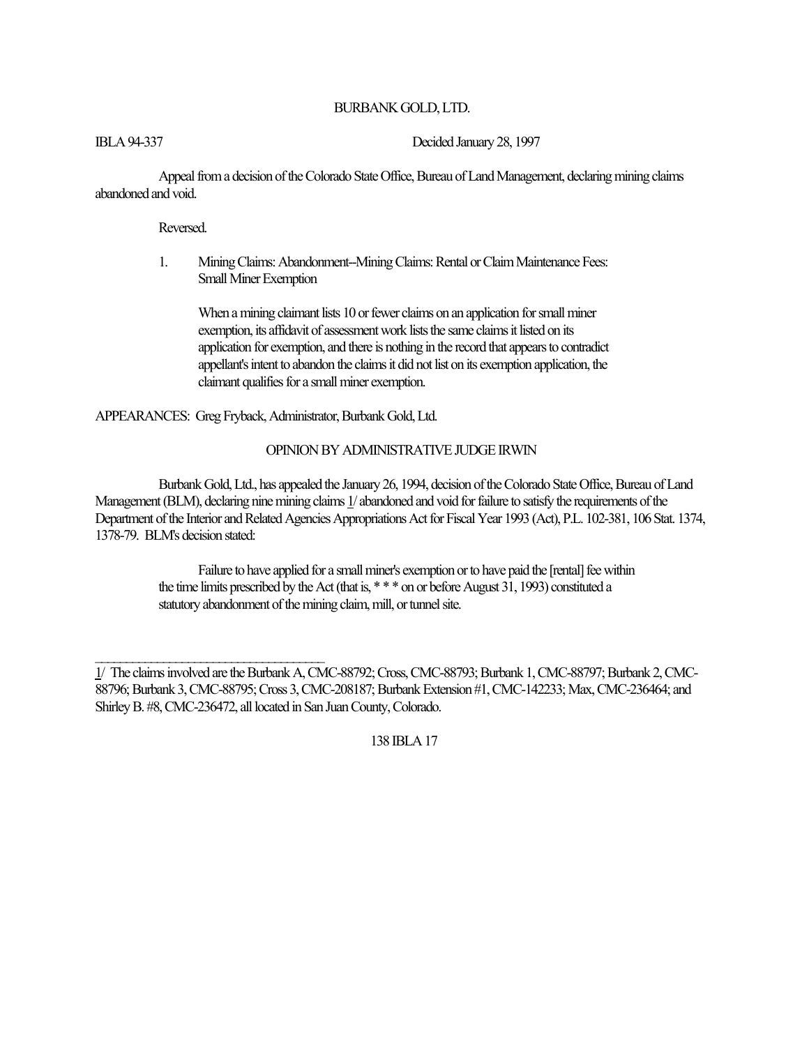BURBANK GOLD, LTD.

IBLA 94-337 Decided January 28, 1997

Appeal from a decision of the Colorado State Office, Bureau of Land Management, declaring mining claims abandoned and void.

Reversed.

1. Mining Claims: Abandonment--Mining Claims: Rental or Claim Maintenance Fees: Small Miner Exemption

When a mining claimant lists 10 or fewer claims on an application for small miner exemption, its affidavit of assessment work lists the same claims it listed on its application for exemption, and there is nothing in the record that appears to contradict appellant's intent to abandon the claims it did not list on its exemption application, the claimant qualifies for a small miner exemption.

APPEARANCES: Greg Fryback, Administrator, Burbank Gold, Ltd.

OPINION BY ADMINISTRATIVE JUDGE IRWIN

Burbank Gold, Ltd., has appealed the January 26, 1994, decision of the Colorado State Office, Bureau of Land Management (BLM), declaring nine mining claims 1/ abandoned and void for failure to satisfy the requirements of the Department of the Interior and Related Agencies Appropriations Act for Fiscal Year 1993 (Act), P.L. 102-381, 106 Stat. 1374, 1378-79. BLM's decision stated:

> Failure to have applied for a small miner's exemption or to have paid the [rental] fee within the time limits prescribed by the Act (that is, * * * on or before August 31, 1993) constituted a statutory abandonment of the mining claim, mill, or tunnel site.

---

1/ The claims involved are the Burbank A, CMC-88792; Cross, CMC-88793; Burbank 1, CMC-88797; Burbank 2, CMC-88796; Burbank 3, CMC-88795; Cross 3, CMC-208187; Burbank Extension #1, CMC-142233; Max, CMC-236464; and Shirley B. #8, CMC-236472, all located in San Juan County, Colorado.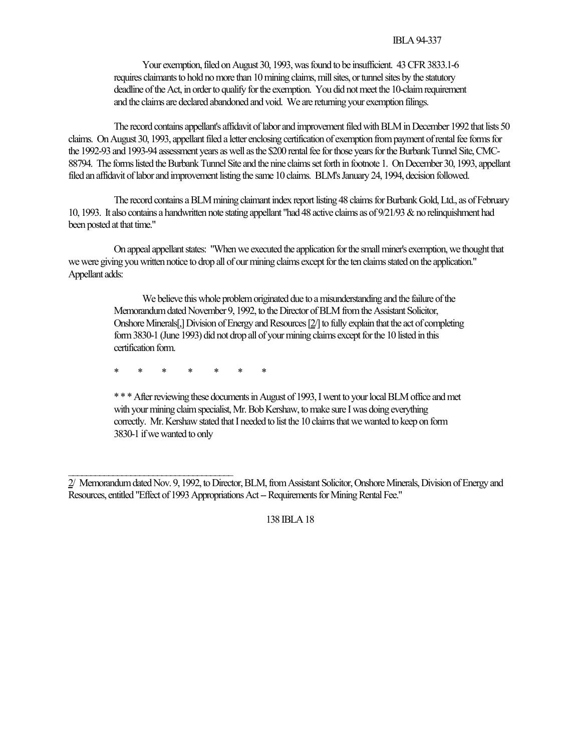> Your exemption, filed on August 30, 1993, was found to be insufficient. 43 CFR 3833.1-6 requires claimants to hold no more than 10 mining claims, mill sites, or tunnel sites by the statutory deadline of the Act, in order to qualify for the exemption. You did not meet the 10-claim requirement and the claims are declared abandoned and void. We are returning your exemption filings.

The record contains appellant's affidavit of labor and improvement filed with BLM in December 1992 that lists 50 claims. On August 30, 1993, appellant filed a letter enclosing certification of exemption from payment of rental fee forms for the 1992-93 and 1993-94 assessment years as well as the $200 rental fee for those years for the Burbank Tunnel Site, CMC-88794. The forms listed the Burbank Tunnel Site and the nine claims set forth in footnote 1. On December 30, 1993, appellant filed an affidavit of labor and improvement listing the same 10 claims. BLM's January 24, 1994, decision followed.

The record contains a BLM mining claimant index report listing 48 claims for Burbank Gold, Ltd., as of February 10, 1993. It also contains a handwritten note stating appellant "had 48 active claims as of 9/21/93 & no relinquishment had been posted at that time."

On appeal appellant states: "When we executed the application for the small miner's exemption, we thought that we were giving you written notice to drop all of our mining claims except for the ten claims stated on the application." Appellant adds:

> We believe this whole problem originated due to a misunderstanding and the failure of the Memorandum dated November 9, 1992, to the Director of BLM from the Assistant Solicitor, Onshore Minerals[,] Division of Energy and Resources [2/] to fully explain that the act of completing form 3830-1 (June 1993) did not drop all of your mining claims except for the 10 listed in this certification form.
>
> \* \* \* \* \* \* \*
>
> \* \* \* After reviewing these documents in August of 1993, I went to your local BLM office and met with your mining claim specialist, Mr. Bob Kershaw, to make sure I was doing everything correctly. Mr. Kershaw stated that I needed to list the 10 claims that we wanted to keep on form 3830-1 if we wanted to only

---

2/ Memorandum dated Nov. 9, 1992, to Director, BLM, from Assistant Solicitor, Onshore Minerals, Division of Energy and Resources, entitled "Effect of 1993 Appropriations Act -- Requirements for Mining Rental Fee."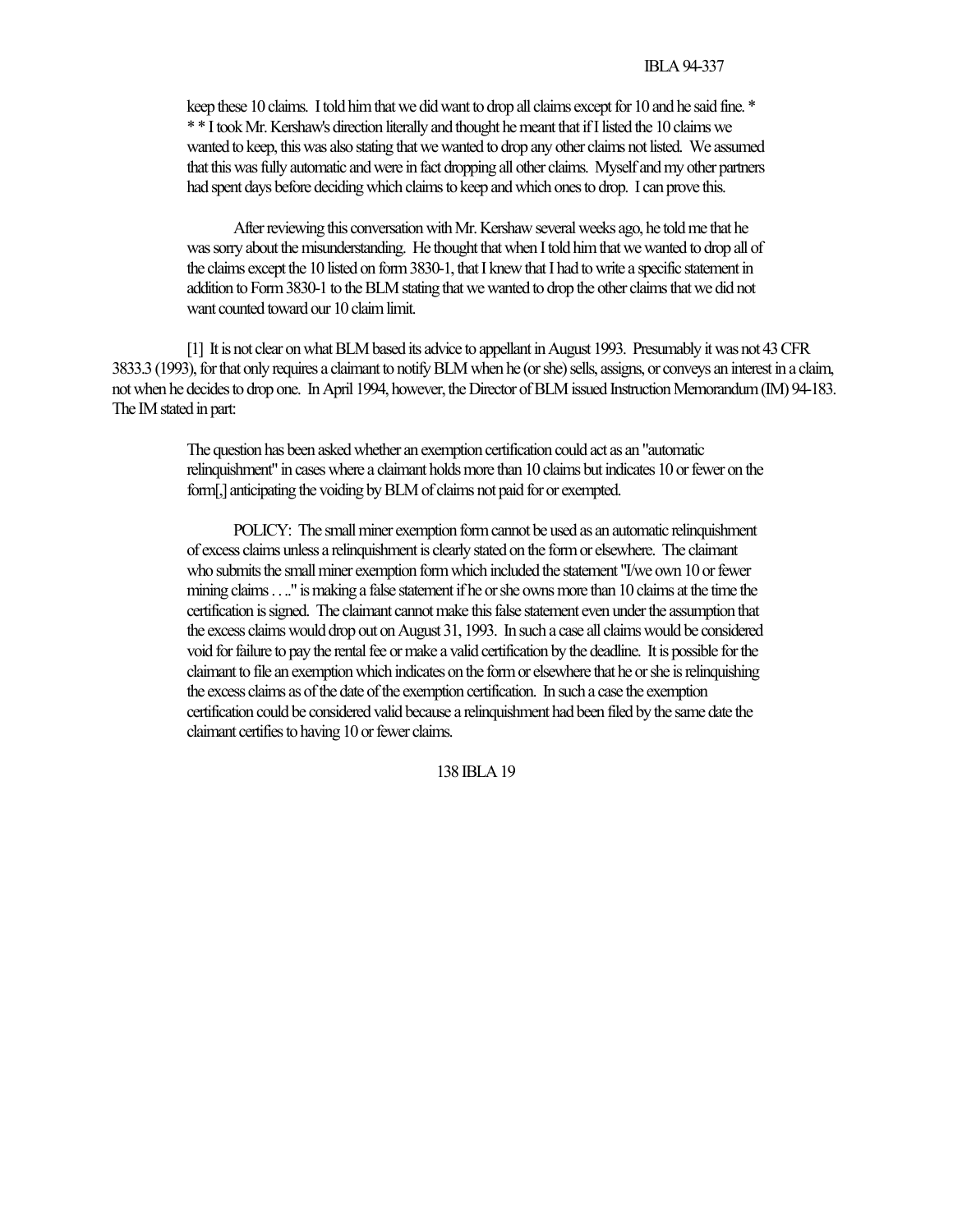keep these 10 claims. I told him that we did want to drop all claims except for 10 and he said fine. * * * I took Mr. Kershaw's direction literally and thought he meant that if I listed the 10 claims we wanted to keep, this was also stating that we wanted to drop any other claims not listed. We assumed that this was fully automatic and were in fact dropping all other claims. Myself and my other partners had spent days before deciding which claims to keep and which ones to drop. I can prove this.

> After reviewing this conversation with Mr. Kershaw several weeks ago, he told me that he was sorry about the misunderstanding. He thought that when I told him that we wanted to drop all of the claims except the 10 listed on form 3830-1, that I knew that I had to write a specific statement in addition to Form 3830-1 to the BLM stating that we wanted to drop the other claims that we did not want counted toward our 10 claim limit.

[1] It is not clear on what BLM based its advice to appellant in August 1993. Presumably it was not 43 CFR 3833.3 (1993), for that only requires a claimant to notify BLM when he (or she) sells, assigns, or conveys an interest in a claim, not when he decides to drop one. In April 1994, however, the Director of BLM issued Instruction Memorandum (IM) 94-183. The IM stated in part:

> The question has been asked whether an exemption certification could act as an "automatic relinquishment" in cases where a claimant holds more than 10 claims but indicates 10 or fewer on the form[,] anticipating the voiding by BLM of claims not paid for or exempted.
>
> POLICY: The small miner exemption form cannot be used as an automatic relinquishment of excess claims unless a relinquishment is clearly stated on the form or elsewhere. The claimant who submits the small miner exemption form which included the statement "I/we own 10 or fewer mining claims . . .." is making a false statement if he or she owns more than 10 claims at the time the certification is signed. The claimant cannot make this false statement even under the assumption that the excess claims would drop out on August 31, 1993. In such a case all claims would be considered void for failure to pay the rental fee or make a valid certification by the deadline. It is possible for the claimant to file an exemption which indicates on the form or elsewhere that he or she is relinquishing the excess claims as of the date of the exemption certification. In such a case the exemption certification could be considered valid because a relinquishment had been filed by the same date the claimant certifies to having 10 or fewer claims.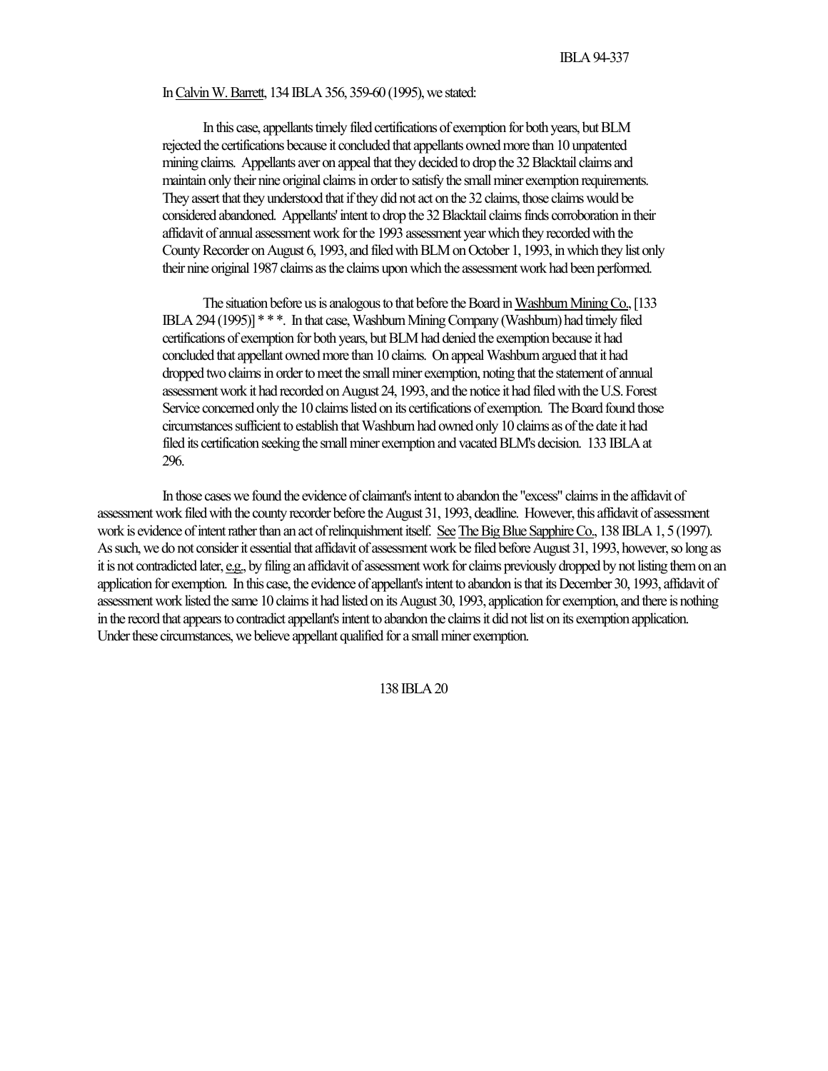In Calvin W. Barrett, 134 IBLA 356, 359-60 (1995), we stated:

> In this case, appellants timely filed certifications of exemption for both years, but BLM rejected the certifications because it concluded that appellants owned more than 10 unpatented mining claims. Appellants aver on appeal that they decided to drop the 32 Blacktail claims and maintain only their nine original claims in order to satisfy the small miner exemption requirements. They assert that they understood that if they did not act on the 32 claims, those claims would be considered abandoned. Appellants' intent to drop the 32 Blacktail claims finds corroboration in their affidavit of annual assessment work for the 1993 assessment year which they recorded with the County Recorder on August 6, 1993, and filed with BLM on October 1, 1993, in which they list only their nine original 1987 claims as the claims upon which the assessment work had been performed.
>
> The situation before us is analogous to that before the Board in Washburn Mining Co., [133 IBLA 294 (1995)] * * *. In that case, Washburn Mining Company (Washburn) had timely filed certifications of exemption for both years, but BLM had denied the exemption because it had concluded that appellant owned more than 10 claims. On appeal Washburn argued that it had dropped two claims in order to meet the small miner exemption, noting that the statement of annual assessment work it had recorded on August 24, 1993, and the notice it had filed with the U.S. Forest Service concerned only the 10 claims listed on its certifications of exemption. The Board found those circumstances sufficient to establish that Washburn had owned only 10 claims as of the date it had filed its certification seeking the small miner exemption and vacated BLM's decision. 133 IBLA at 296.

In those cases we found the evidence of claimant's intent to abandon the "excess" claims in the affidavit of assessment work filed with the county recorder before the August 31, 1993, deadline. However, this affidavit of assessment work is evidence of intent rather than an act of relinquishment itself. See The Big Blue Sapphire Co., 138 IBLA 1, 5 (1997). As such, we do not consider it essential that affidavit of assessment work be filed before August 31, 1993, however, so long as it is not contradicted later, e.g., by filing an affidavit of assessment work for claims previously dropped by not listing them on an application for exemption. In this case, the evidence of appellant's intent to abandon is that its December 30, 1993, affidavit of assessment work listed the same 10 claims it had listed on its August 30, 1993, application for exemption, and there is nothing in the record that appears to contradict appellant's intent to abandon the claims it did not list on its exemption application. Under these circumstances, we believe appellant qualified for a small miner exemption.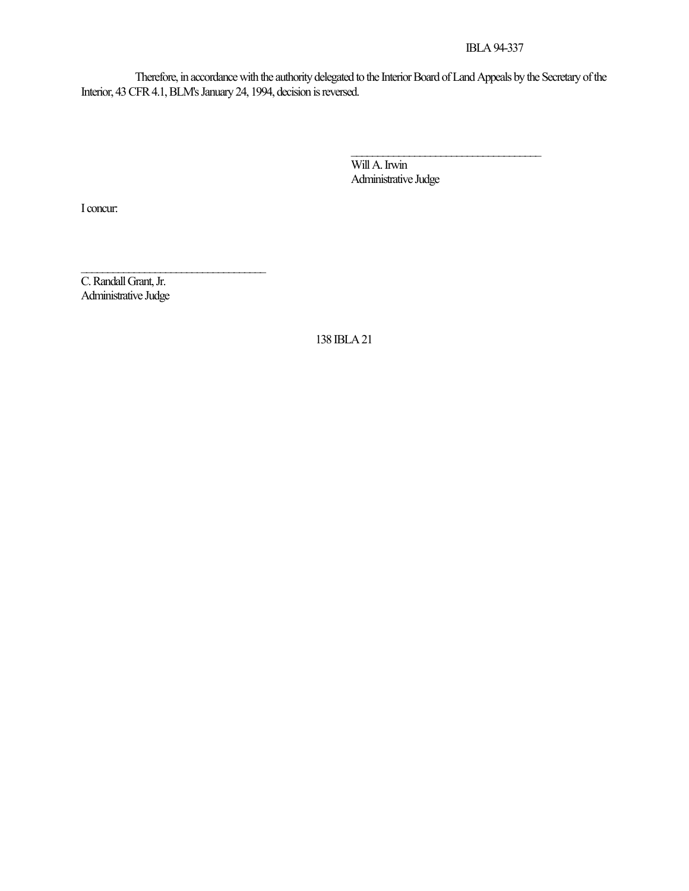Therefore, in accordance with the authority delegated to the Interior Board of Land Appeals by the Secretary of the Interior, 43 CFR 4.1, BLM's January 24, 1994, decision is reversed.

\_\_\_\_\_\_\_\_\_\_\_\_\_\_\_\_\_\_\_\_\_\_\_\_\_\_\_\_\_\_\_\_\_\_\_\_\_\_
Will A. Irwin
Administrative Judge

I concur:

\_\_\_\_\_\_\_\_\_\_\_\_\_\_\_\_\_\_\_\_\_\_\_\_\_\_\_\_\_\_\_\_\_\_\_\_\_\_
C. Randall Grant, Jr.
Administrative Judge